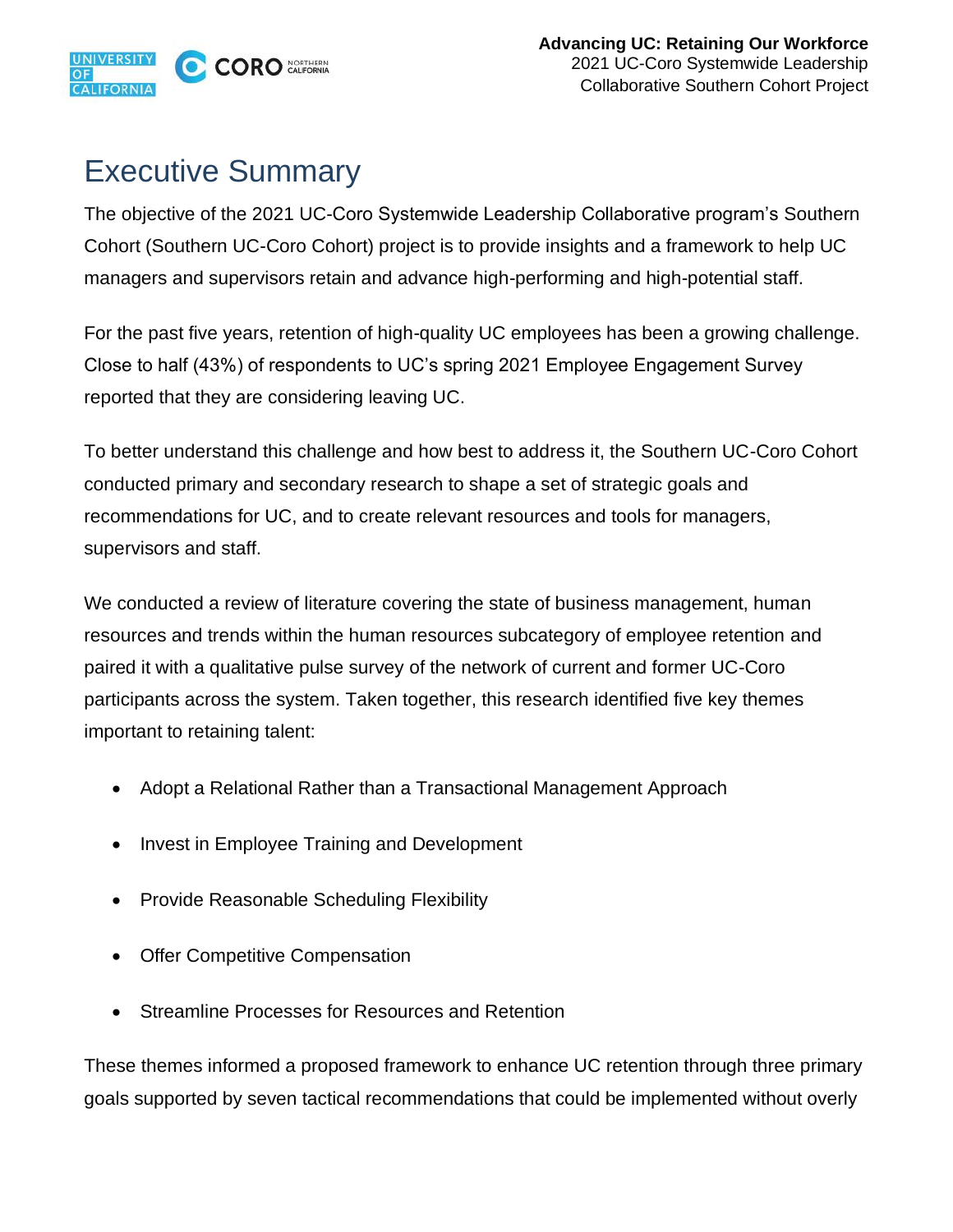# Executive Summary

The objective of the 2021 UC-Coro Systemwide Leadership Collaborative program's Southern Cohort (Southern UC-Coro Cohort) project is to provide insights and a framework to help UC managers and supervisors retain and advance high-performing and high-potential staff.

For the past five years, retention of high-quality UC employees has been a growing challenge. Close to half (43%) of respondents to UC's spring 2021 Employee Engagement Survey reported that they are considering leaving UC.

To better understand this challenge and how best to address it, the Southern UC-Coro Cohort conducted primary and secondary research to shape a set of strategic goals and recommendations for UC, and to create relevant resources and tools for managers, supervisors and staff.

We conducted a review of literature covering the state of business management, human resources and trends within the human resources subcategory of employee retention and paired it with a qualitative pulse survey of the network of current and former UC-Coro participants across the system. Taken together, this research identified five key themes important to retaining talent:

- Adopt a Relational Rather than a Transactional Management Approach
- Invest in Employee Training and Development
- Provide Reasonable Scheduling Flexibility
- Offer Competitive Compensation
- Streamline Processes for Resources and Retention

These themes informed a proposed framework to enhance UC retention through three primary goals supported by seven tactical recommendations that could be implemented without overly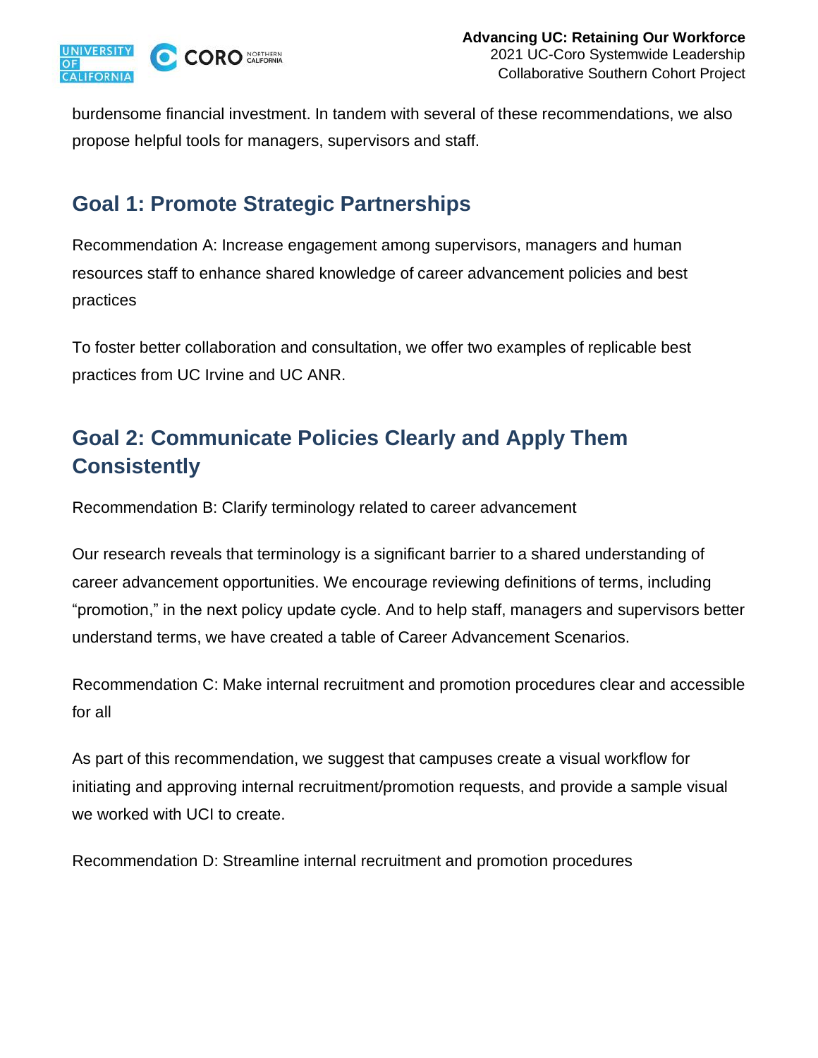burdensome financial investment. In tandem with several of these recommendations, we also propose helpful tools for managers, supervisors and staff.

## Goal 1: Promote Strategic Partnerships

Recommendation A: Increase engagement among supervisors, managers and human resources staff to enhance shared knowledge of career advancement policies and best practices

To foster better collaboration and consultation, we offer two examples of replicable best practices from UC Irvine and UC ANR.

## Goal 2: Communicate Policies Clearly and Apply Them Consistently

Recommendation B: Clarify terminology related to career advancement

Our research reveals that terminology is a significant barrier to a shared understanding of career advancement opportunities. We encourage reviewing definitions of terms, including "promotion," in the next policy update cycle. And to help staff, managers and supervisors better understand terms, we have created a table of Career Advancement Scenarios.

Recommendation C: Make internal recruitment and promotion procedures clear and accessible for all

As part of this recommendation, we suggest that campuses create a visual workflow for initiating and approving internal recruitment/promotion requests, and provide a sample visual we worked with UCI to create.

Recommendation D: Streamline internal recruitment and promotion procedures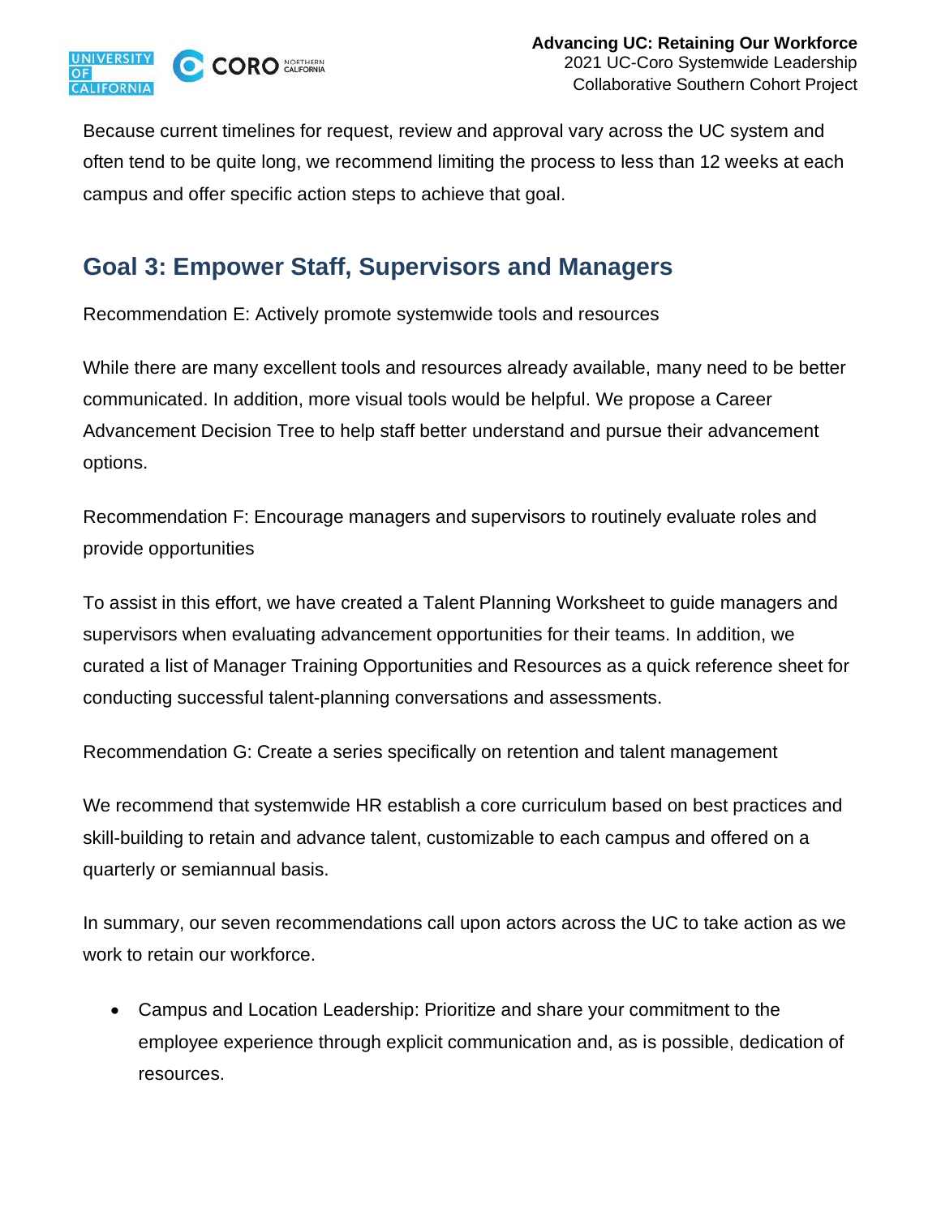Because current timelines for request, review and approval vary across the UC system and often tend to be quite long, we recommend limiting the process to less than 12 weeks at each campus and offer specific action steps to achieve that goal.

## Goal 3: Empower Staff, Supervisors and Managers

Recommendation E: Actively promote systemwide tools and resources

While there are many excellent tools and resources already available, many need to be better communicated. In addition, more visual tools would be helpful. We propose a Career Advancement Decision Tree to help staff better understand and pursue their advancement options.

Recommendation F: Encourage managers and supervisors to routinely evaluate roles and provide opportunities

To assist in this effort, we have created a Talent Planning Worksheet to guide managers and supervisors when evaluating advancement opportunities for their teams. In addition, we curated a list of Manager Training Opportunities and Resources as a quick reference sheet for conducting successful talent-planning conversations and assessments.

Recommendation G: Create a series specifically on retention and talent management

We recommend that systemwide HR establish a core curriculum based on best practices and skill-building to retain and advance talent, customizable to each campus and offered on a quarterly or semiannual basis.

In summary, our seven recommendations call upon actors across the UC to take action as we work to retain our workforce.

- Campus and Location Leadership: Prioritize and share your commitment to the employee experience through explicit communication and, as is possible, dedication of resources.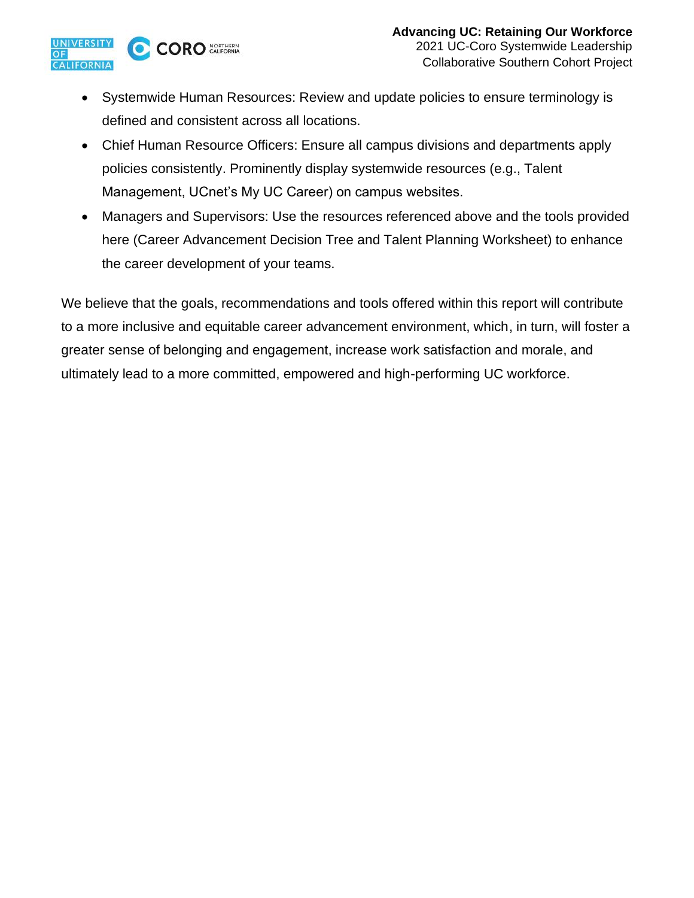- Systemwide Human Resources: Review and update policies to ensure terminology is defined and consistent across all locations.
- Chief Human Resource Officers: Ensure all campus divisions and departments apply policies consistently. Prominently display systemwide resources (e.g., Talent Management, UCnet's My UC Career) on campus websites.
- Managers and Supervisors: Use the resources referenced above and the tools provided here (Career Advancement Decision Tree and Talent Planning Worksheet) to enhance the career development of your teams.

We believe that the goals, recommendations and tools offered within this report will contribute to a more inclusive and equitable career advancement environment, which, in turn, will foster a greater sense of belonging and engagement, increase work satisfaction and morale, and ultimately lead to a more committed, empowered and high-performing UC workforce.